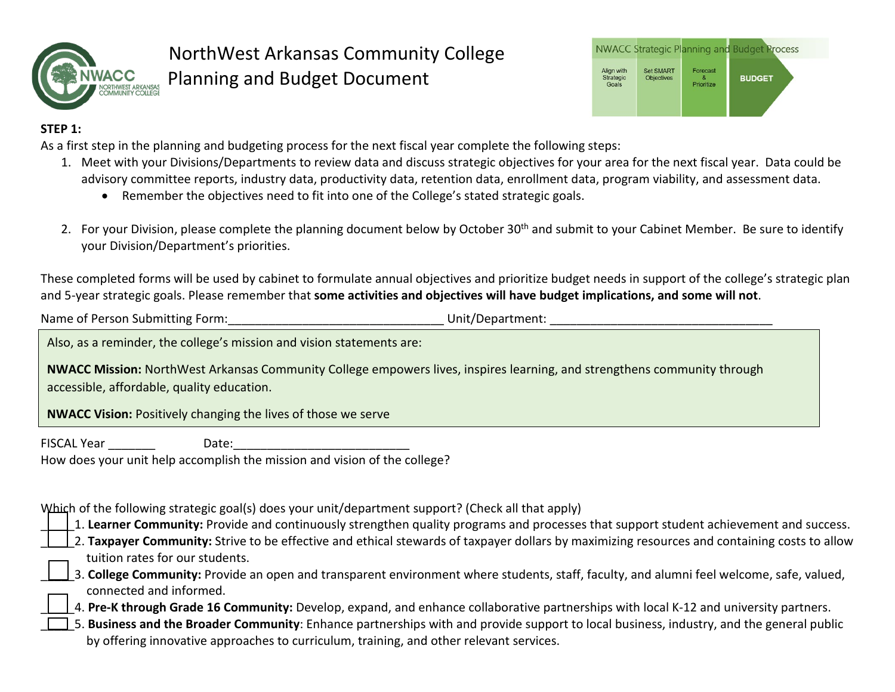# NorthWest Arkansas Community College Planning and Budget Document

NWACC Strategic Planning and Budget Process

Align with Strategic Goals | Set SMART Objectives | Forecast & Prioritize | BUDGET

**STEP 1:**

As a first step in the planning and budgeting process for the next fiscal year complete the following steps:

1. Meet with your Divisions/Departments to review data and discuss strategic objectives for your area for the next fiscal year. Data could be advisory committee reports, industry data, productivity data, retention data, enrollment data, program viability, and assessment data.
   - Remember the objectives need to fit into one of the College's stated strategic goals.

2. For your Division, please complete the planning document below by October 30th and submit to your Cabinet Member. Be sure to identify your Division/Department's priorities.

These completed forms will be used by cabinet to formulate annual objectives and prioritize budget needs in support of the college's strategic plan and 5-year strategic goals. Please remember that **some activities and objectives will have budget implications, and some will not**.

Name of Person Submitting Form:_______________________________ Unit/Department: _________________________________

Also, as a reminder, the college's mission and vision statements are:

**NWACC Mission:** NorthWest Arkansas Community College empowers lives, inspires learning, and strengthens community through accessible, affordable, quality education.

**NWACC Vision:** Positively changing the lives of those we serve

FISCAL Year _______ Date:_________________________

How does your unit help accomplish the mission and vision of the college?

Which of the following strategic goal(s) does your unit/department support? (Check all that apply)

____1. **Learner Community:** Provide and continuously strengthen quality programs and processes that support student achievement and success.

____2. **Taxpayer Community:** Strive to be effective and ethical stewards of taxpayer dollars by maximizing resources and containing costs to allow tuition rates for our students.

____3. **College Community:** Provide an open and transparent environment where students, staff, faculty, and alumni feel welcome, safe, valued, connected and informed.

____4. **Pre-K through Grade 16 Community:** Develop, expand, and enhance collaborative partnerships with local K-12 and university partners.

____5. **Business and the Broader Community**: Enhance partnerships with and provide support to local business, industry, and the general public by offering innovative approaches to curriculum, training, and other relevant services.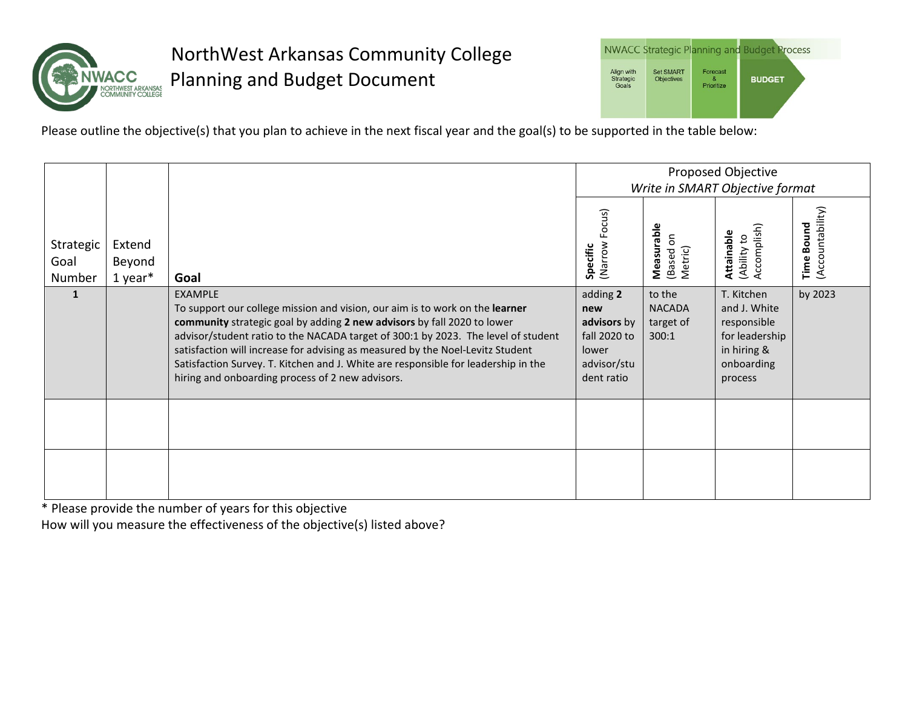# NorthWest Arkansas Community College
# Planning and Budget Document

NWACC Strategic Planning and Budget Process: Align with Strategic Goals → Set SMART Objectives → Forecast & Prioritize → BUDGET

Please outline the objective(s) that you plan to achieve in the next fiscal year and the goal(s) to be supported in the table below:

| Strategic Goal Number | Extend Beyond 1 year* | Goal | Proposed Objective *Write in SMART Objective format* | | | |
|---|---|---|---|---|---|---|
| | | | **Specific** (Narrow Focus) | **Measurable** (Based on Metric) | **Attainable** (Ability to Accomplish) | **Time Bound** (Accountability) |
| **1** | | EXAMPLE<br>To support our college mission and vision, our aim is to work on the **learner community** strategic goal by adding **2 new advisors** by fall 2020 to lower advisor/student ratio to the NACADA target of 300:1 by 2023. The level of student satisfaction will increase for advising as measured by the Noel-Levitz Student Satisfaction Survey. T. Kitchen and J. White are responsible for leadership in the hiring and onboarding process of 2 new advisors. | adding **2 new advisors** by fall 2020 to lower advisor/student ratio | to the NACADA target of 300:1 | T. Kitchen and J. White responsible for leadership in hiring & onboarding process | by 2023 |
| | | | | | | |
| | | | | | | |

\* Please provide the number of years for this objective

How will you measure the effectiveness of the objective(s) listed above?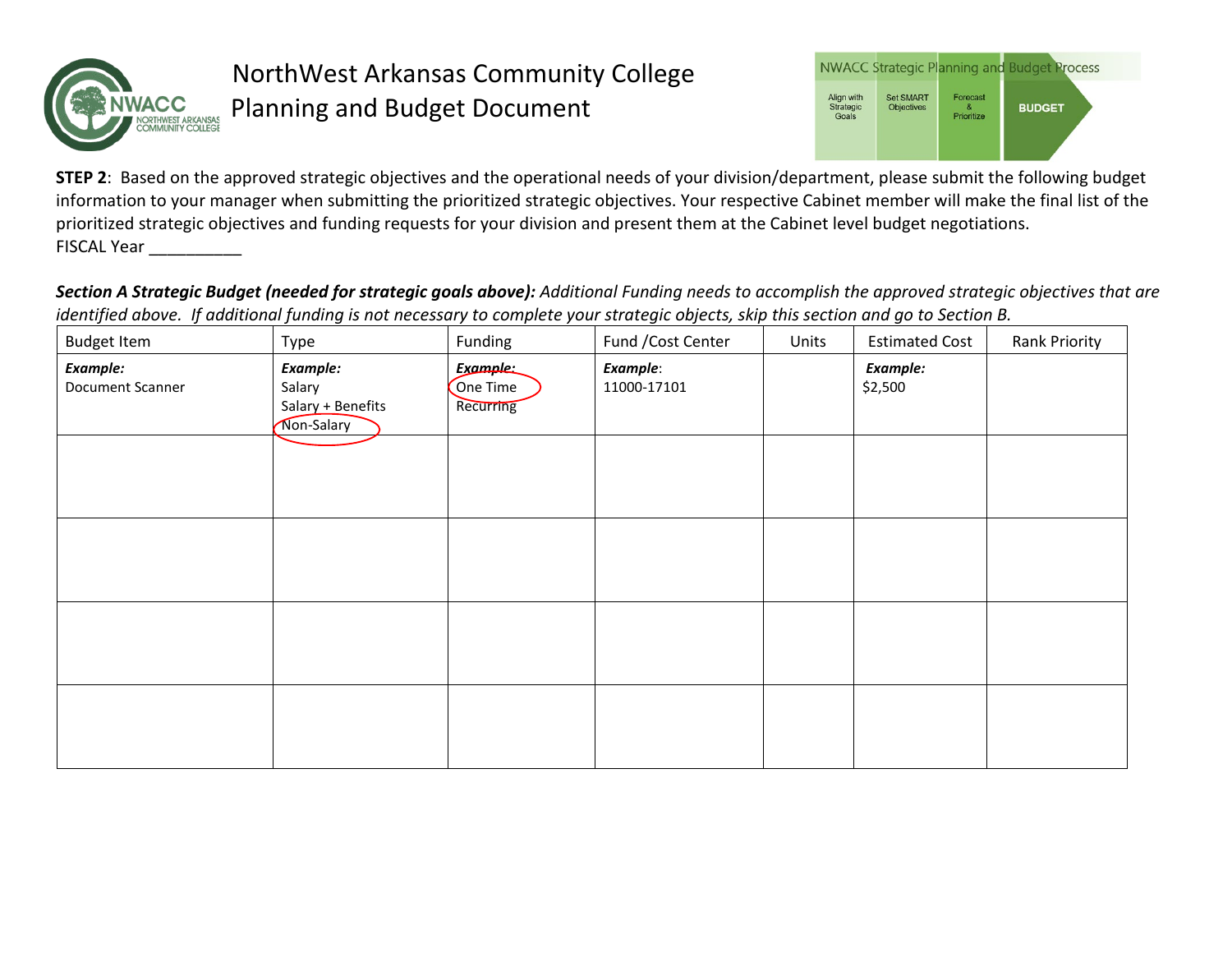# NorthWest Arkansas Community College
# Planning and Budget Document

NWACC Strategic Planning and Budget Process

Align with Strategic Goals → Set SMART Objectives → Forecast & Prioritize → BUDGET

**STEP 2**: Based on the approved strategic objectives and the operational needs of your division/department, please submit the following budget information to your manager when submitting the prioritized strategic objectives. Your respective Cabinet member will make the final list of the prioritized strategic objectives and funding requests for your division and present them at the Cabinet level budget negotiations.

FISCAL Year __________

***Section A Strategic Budget (needed for strategic goals above):*** *Additional Funding needs to accomplish the approved strategic objectives that are identified above. If additional funding is not necessary to complete your strategic objects, skip this section and go to Section B.*

| Budget Item | Type | Funding | Fund /Cost Center | Units | Estimated Cost | Rank Priority |
|---|---|---|---|---|---|---|
| ***Example:*** Document Scanner | ***Example:*** Salary<br>Salary + Benefits<br>Non-Salary | ***Example:*** One Time<br>Recurring | ***Example***: 11000-17101 | | ***Example:*** $2,500 | |
| | | | | | | |
| | | | | | | |
| | | | | | | |
| | | | | | | |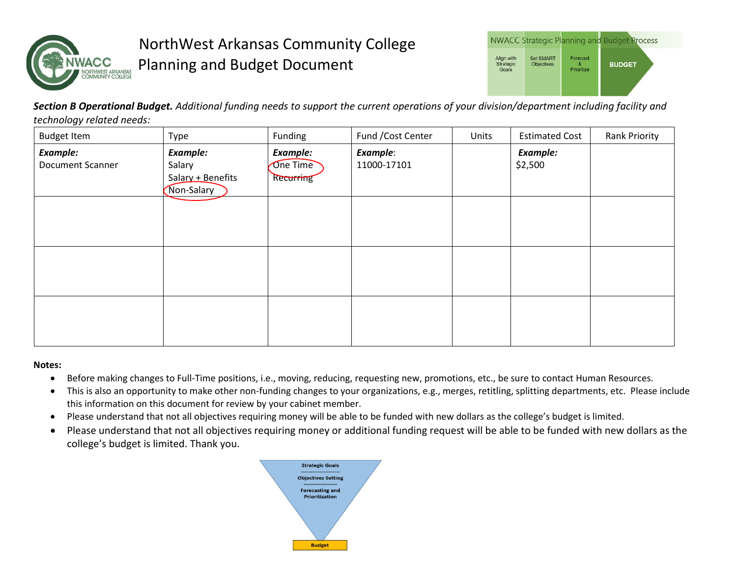# NorthWest Arkansas Community College Planning and Budget Document

NWACC Strategic Planning and Budget Process

Align with Strategic Goals

Set SMART Objectives

Forecast & Prioritize

BUDGET

***Section B Operational Budget.*** *Additional funding needs to support the current operations of your division/department including facility and technology related needs:*

| Budget Item | Type | Funding | Fund /Cost Center | Units | Estimated Cost | Rank Priority |
|---|---|---|---|---|---|---|
| ***Example:*** Document Scanner | ***Example:*** Salary Salary + Benefits Non-Salary | ***Example:*** One Time Recurring | ***Example***: 11000-17101 | | ***Example:*** $2,500 | |
| | | | | | | |
| | | | | | | |
| | | | | | | |

**Notes:**

- Before making changes to Full-Time positions, i.e., moving, reducing, requesting new, promotions, etc., be sure to contact Human Resources.
- This is also an opportunity to make other non-funding changes to your organizations, e.g., merges, retitling, splitting departments, etc. Please include this information on this document for review by your cabinet member.
- Please understand that not all objectives requiring money will be able to be funded with new dollars as the college's budget is limited.
- Please understand that not all objectives requiring money or additional funding request will be able to be funded with new dollars as the college's budget is limited. Thank you.

Strategic Goals

Objectives Setting

Forecasting and Prioritization

Budget